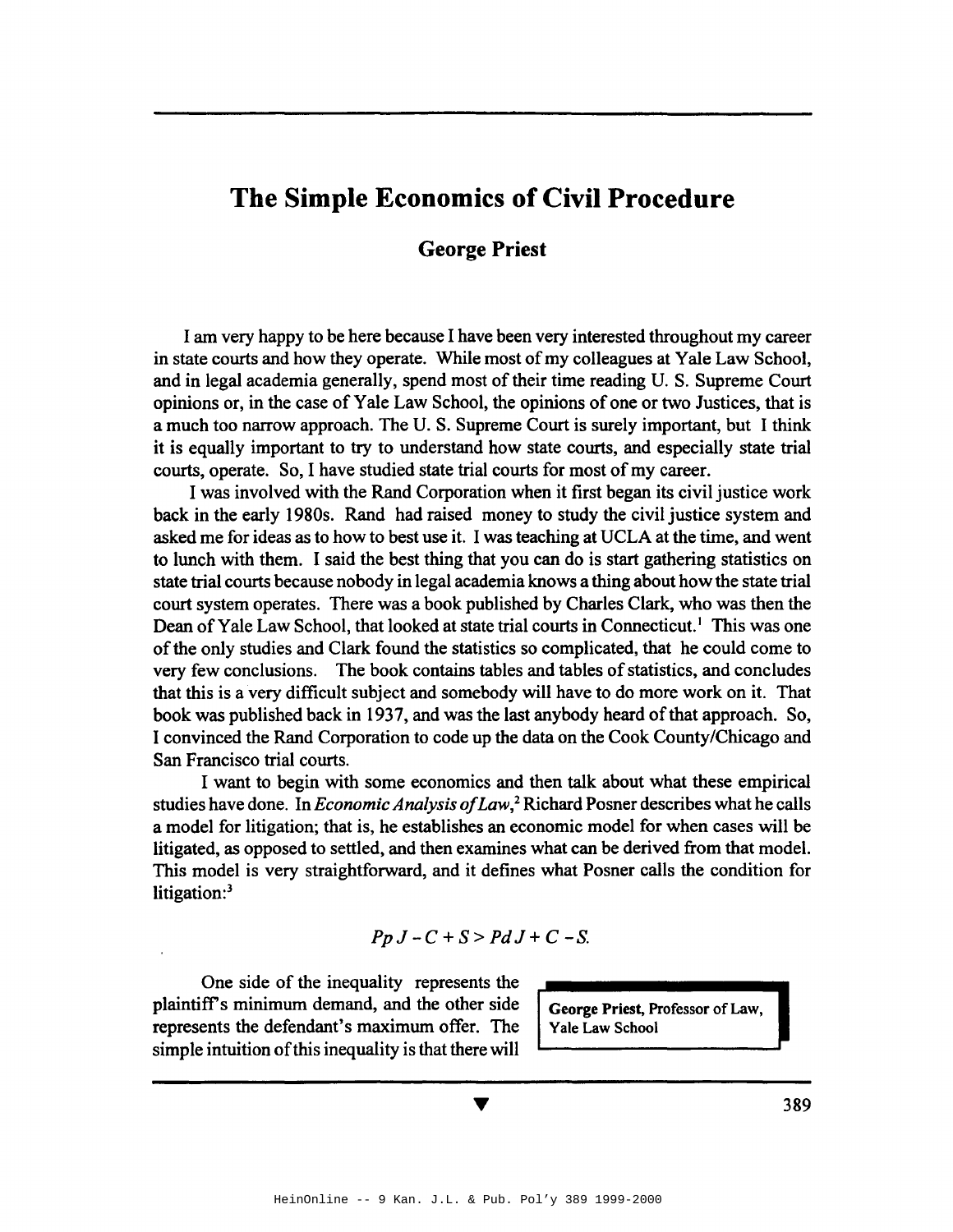# The Simple Economics of Civil Procedure

**George Priest**

I am very happy to be here because I have been very interested throughout my career in state courts and how they operate. While most of my colleagues at Yale Law School, and in legal academia generally, spend most of their time reading U. S. Supreme Court opinions or, in the case of Yale Law School, the opinions of one or two Justices, that is a much too narrow approach. The U. S. Supreme Court is surely important, but I think it is equally important to try to understand how state courts, and especially state trial courts, operate. So, I have studied state trial courts for most of my career.

I was involved with the Rand Corporation when it first began its civil justice work back in the early 1980s. Rand had raised money to study the civil justice system and asked me for ideas as to how to best use it. I was teaching at UCLA at the time, and went to lunch with them. I said the best thing that you can do is start gathering statistics on state trial courts because nobody in legal academia knows a thing about how the state trial court system operates. There was a book published by Charles Clark, who was then the Dean of Yale Law School, that looked at state trial courts in Connecticut.[1] This was one of the only studies and Clark found the statistics so complicated, that he could come to very few conclusions. The book contains tables and tables of statistics, and concludes that this is a very difficult subject and somebody will have to do more work on it. That book was published back in 1937, and was the last anybody heard of that approach. So, I convinced the Rand Corporation to code up the data on the Cook County/Chicago and San Francisco trial courts.

I want to begin with some economics and then talk about what these empirical studies have done. In *Economic Analysis of Law*,[2] Richard Posner describes what he calls a model for litigation; that is, he establishes an economic model for when cases will be litigated, as opposed to settled, and then examines what can be derived from that model. This model is very straightforward, and it defines what Posner calls the condition for litigation:[3]

$$Pp\,J - C + S > Pd\,J + C - S.$$

One side of the inequality represents the plaintiff's minimum demand, and the other side represents the defendant's maximum offer. The simple intuition of this inequality is that there will

**George Priest**, Professor of Law, Yale Law School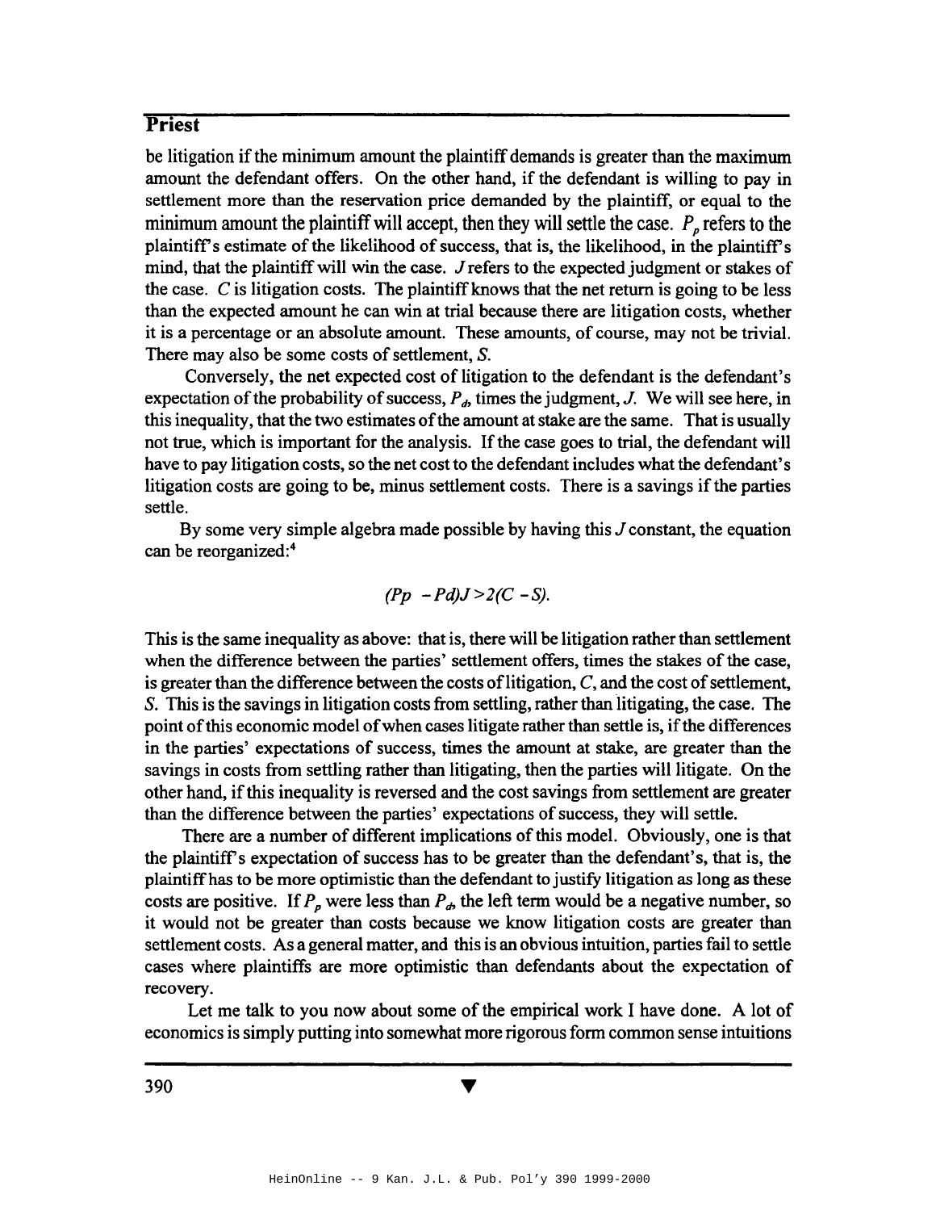be litigation if the minimum amount the plaintiff demands is greater than the maximum amount the defendant offers. On the other hand, if the defendant is willing to pay in settlement more than the reservation price demanded by the plaintiff, or equal to the minimum amount the plaintiff will accept, then they will settle the case. $P_p$ refers to the plaintiff's estimate of the likelihood of success, that is, the likelihood, in the plaintiff's mind, that the plaintiff will win the case. $J$ refers to the expected judgment or stakes of the case. $C$ is litigation costs. The plaintiff knows that the net return is going to be less than the expected amount he can win at trial because there are litigation costs, whether it is a percentage or an absolute amount. These amounts, of course, may not be trivial. There may also be some costs of settlement, $S$.

Conversely, the net expected cost of litigation to the defendant is the defendant's expectation of the probability of success, $P_d$, times the judgment, $J$. We will see here, in this inequality, that the two estimates of the amount at stake are the same. That is usually not true, which is important for the analysis. If the case goes to trial, the defendant will have to pay litigation costs, so the net cost to the defendant includes what the defendant's litigation costs are going to be, minus settlement costs. There is a savings if the parties settle.

By some very simple algebra made possible by having this $J$ constant, the equation can be reorganized:[4]

$$(Pp - Pd)J > 2(C - S).$$

This is the same inequality as above: that is, there will be litigation rather than settlement when the difference between the parties' settlement offers, times the stakes of the case, is greater than the difference between the costs of litigation, $C$, and the cost of settlement, $S$. This is the savings in litigation costs from settling, rather than litigating, the case. The point of this economic model of when cases litigate rather than settle is, if the differences in the parties' expectations of success, times the amount at stake, are greater than the savings in costs from settling rather than litigating, then the parties will litigate. On the other hand, if this inequality is reversed and the cost savings from settlement are greater than the difference between the parties' expectations of success, they will settle.

There are a number of different implications of this model. Obviously, one is that the plaintiff's expectation of success has to be greater than the defendant's, that is, the plaintiff has to be more optimistic than the defendant to justify litigation as long as these costs are positive. If $P_p$ were less than $P_d$, the left term would be a negative number, so it would not be greater than costs because we know litigation costs are greater than settlement costs. As a general matter, and this is an obvious intuition, parties fail to settle cases where plaintiffs are more optimistic than defendants about the expectation of recovery.

Let me talk to you now about some of the empirical work I have done. A lot of economics is simply putting into somewhat more rigorous form common sense intuitions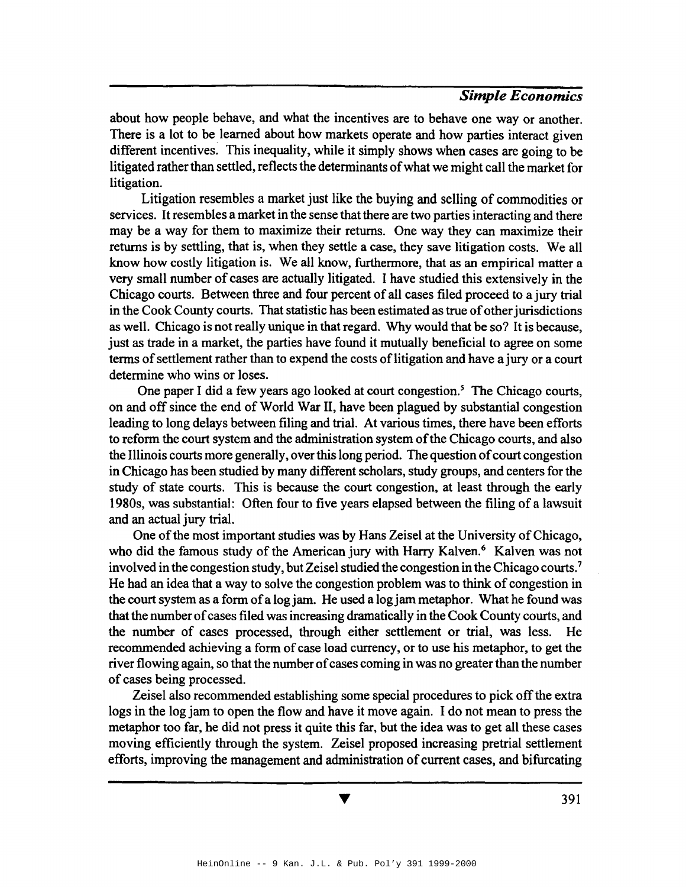about how people behave, and what the incentives are to behave one way or another. There is a lot to be learned about how markets operate and how parties interact given different incentives. This inequality, while it simply shows when cases are going to be litigated rather than settled, reflects the determinants of what we might call the market for litigation.

Litigation resembles a market just like the buying and selling of commodities or services. It resembles a market in the sense that there are two parties interacting and there may be a way for them to maximize their returns. One way they can maximize their returns is by settling, that is, when they settle a case, they save litigation costs. We all know how costly litigation is. We all know, furthermore, that as an empirical matter a very small number of cases are actually litigated. I have studied this extensively in the Chicago courts. Between three and four percent of all cases filed proceed to a jury trial in the Cook County courts. That statistic has been estimated as true of other jurisdictions as well. Chicago is not really unique in that regard. Why would that be so? It is because, just as trade in a market, the parties have found it mutually beneficial to agree on some terms of settlement rather than to expend the costs of litigation and have a jury or a court determine who wins or loses.

One paper I did a few years ago looked at court congestion.[5] The Chicago courts, on and off since the end of World War II, have been plagued by substantial congestion leading to long delays between filing and trial. At various times, there have been efforts to reform the court system and the administration system of the Chicago courts, and also the Illinois courts more generally, over this long period. The question of court congestion in Chicago has been studied by many different scholars, study groups, and centers for the study of state courts. This is because the court congestion, at least through the early 1980s, was substantial: Often four to five years elapsed between the filing of a lawsuit and an actual jury trial.

One of the most important studies was by Hans Zeisel at the University of Chicago, who did the famous study of the American jury with Harry Kalven.[6] Kalven was not involved in the congestion study, but Zeisel studied the congestion in the Chicago courts.[7] He had an idea that a way to solve the congestion problem was to think of congestion in the court system as a form of a log jam. He used a log jam metaphor. What he found was that the number of cases filed was increasing dramatically in the Cook County courts, and the number of cases processed, through either settlement or trial, was less. He recommended achieving a form of case load currency, or to use his metaphor, to get the river flowing again, so that the number of cases coming in was no greater than the number of cases being processed.

Zeisel also recommended establishing some special procedures to pick off the extra logs in the log jam to open the flow and have it move again. I do not mean to press the metaphor too far, he did not press it quite this far, but the idea was to get all these cases moving efficiently through the system. Zeisel proposed increasing pretrial settlement efforts, improving the management and administration of current cases, and bifurcating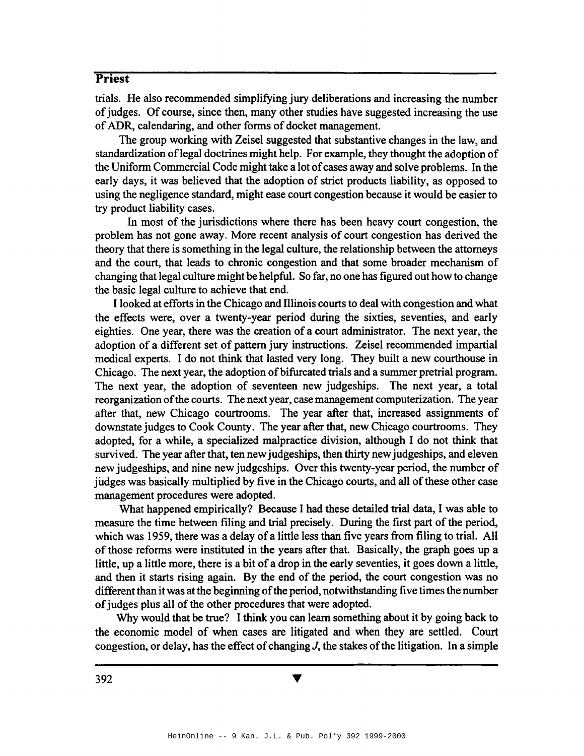trials. He also recommended simplifying jury deliberations and increasing the number of judges. Of course, since then, many other studies have suggested increasing the use of ADR, calendaring, and other forms of docket management.

The group working with Zeisel suggested that substantive changes in the law, and standardization of legal doctrines might help. For example, they thought the adoption of the Uniform Commercial Code might take a lot of cases away and solve problems. In the early days, it was believed that the adoption of strict products liability, as opposed to using the negligence standard, might ease court congestion because it would be easier to try product liability cases.

In most of the jurisdictions where there has been heavy court congestion, the problem has not gone away. More recent analysis of court congestion has derived the theory that there is something in the legal culture, the relationship between the attorneys and the court, that leads to chronic congestion and that some broader mechanism of changing that legal culture might be helpful. So far, no one has figured out how to change the basic legal culture to achieve that end.

I looked at efforts in the Chicago and Illinois courts to deal with congestion and what the effects were, over a twenty-year period during the sixties, seventies, and early eighties. One year, there was the creation of a court administrator. The next year, the adoption of a different set of pattern jury instructions. Zeisel recommended impartial medical experts. I do not think that lasted very long. They built a new courthouse in Chicago. The next year, the adoption of bifurcated trials and a summer pretrial program. The next year, the adoption of seventeen new judgeships. The next year, a total reorganization of the courts. The next year, case management computerization. The year after that, new Chicago courtrooms. The year after that, increased assignments of downstate judges to Cook County. The year after that, new Chicago courtrooms. They adopted, for a while, a specialized malpractice division, although I do not think that survived. The year after that, ten new judgeships, then thirty new judgeships, and eleven new judgeships, and nine new judgeships. Over this twenty-year period, the number of judges was basically multiplied by five in the Chicago courts, and all of these other case management procedures were adopted.

What happened empirically? Because I had these detailed trial data, I was able to measure the time between filing and trial precisely. During the first part of the period, which was 1959, there was a delay of a little less than five years from filing to trial. All of those reforms were instituted in the years after that. Basically, the graph goes up a little, up a little more, there is a bit of a drop in the early seventies, it goes down a little, and then it starts rising again. By the end of the period, the court congestion was no different than it was at the beginning of the period, notwithstanding five times the number of judges plus all of the other procedures that were adopted.

Why would that be true? I think you can learn something about it by going back to the economic model of when cases are litigated and when they are settled. Court congestion, or delay, has the effect of changing $J$, the stakes of the litigation. In a simple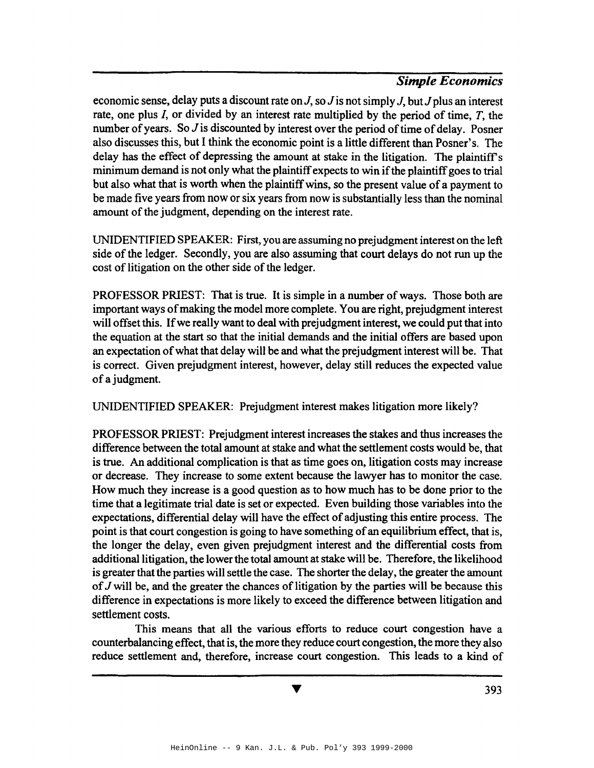economic sense, delay puts a discount rate on $J$, so $J$ is not simply $J$, but $J$ plus an interest rate, one plus $I$, or divided by an interest rate multiplied by the period of time, $T$, the number of years. So $J$ is discounted by interest over the period of time of delay. Posner also discusses this, but I think the economic point is a little different than Posner's. The delay has the effect of depressing the amount at stake in the litigation. The plaintiff's minimum demand is not only what the plaintiff expects to win if the plaintiff goes to trial but also what that is worth when the plaintiff wins, so the present value of a payment to be made five years from now or six years from now is substantially less than the nominal amount of the judgment, depending on the interest rate.

UNIDENTIFIED SPEAKER: First, you are assuming no prejudgment interest on the left side of the ledger. Secondly, you are also assuming that court delays do not run up the cost of litigation on the other side of the ledger.

PROFESSOR PRIEST: That is true. It is simple in a number of ways. Those both are important ways of making the model more complete. You are right, prejudgment interest will offset this. If we really want to deal with prejudgment interest, we could put that into the equation at the start so that the initial demands and the initial offers are based upon an expectation of what that delay will be and what the prejudgment interest will be. That is correct. Given prejudgment interest, however, delay still reduces the expected value of a judgment.

UNIDENTIFIED SPEAKER: Prejudgment interest makes litigation more likely?

PROFESSOR PRIEST: Prejudgment interest increases the stakes and thus increases the difference between the total amount at stake and what the settlement costs would be, that is true. An additional complication is that as time goes on, litigation costs may increase or decrease. They increase to some extent because the lawyer has to monitor the case. How much they increase is a good question as to how much has to be done prior to the time that a legitimate trial date is set or expected. Even building those variables into the expectations, differential delay will have the effect of adjusting this entire process. The point is that court congestion is going to have something of an equilibrium effect, that is, the longer the delay, even given prejudgment interest and the differential costs from additional litigation, the lower the total amount at stake will be. Therefore, the likelihood is greater that the parties will settle the case. The shorter the delay, the greater the amount of $J$ will be, and the greater the chances of litigation by the parties will be because this difference in expectations is more likely to exceed the difference between litigation and settlement costs.

This means that all the various efforts to reduce court congestion have a counterbalancing effect, that is, the more they reduce court congestion, the more they also reduce settlement and, therefore, increase court congestion. This leads to a kind of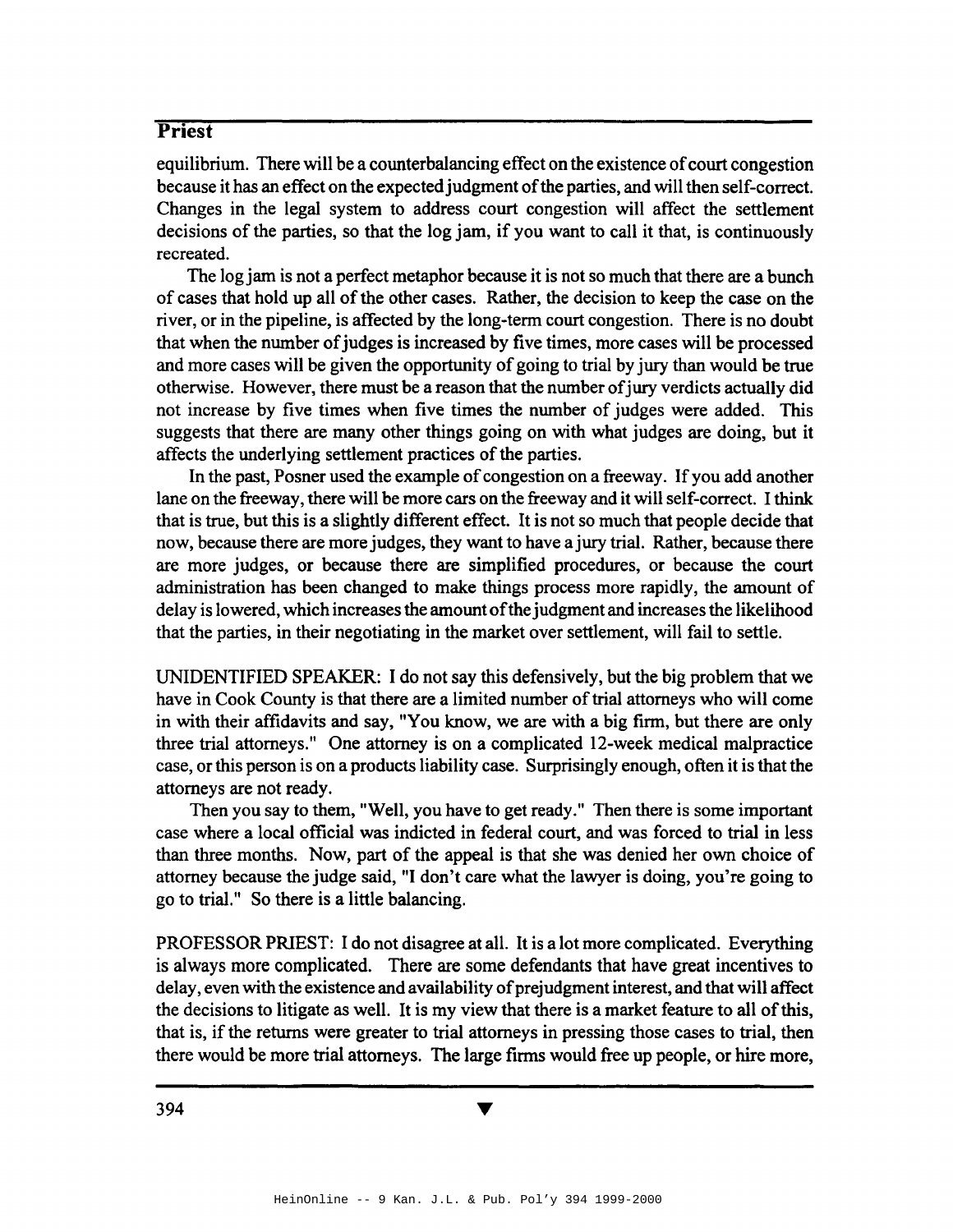equilibrium. There will be a counterbalancing effect on the existence of court congestion because it has an effect on the expected judgment of the parties, and will then self-correct. Changes in the legal system to address court congestion will affect the settlement decisions of the parties, so that the log jam, if you want to call it that, is continuously recreated.

The log jam is not a perfect metaphor because it is not so much that there are a bunch of cases that hold up all of the other cases. Rather, the decision to keep the case on the river, or in the pipeline, is affected by the long-term court congestion. There is no doubt that when the number of judges is increased by five times, more cases will be processed and more cases will be given the opportunity of going to trial by jury than would be true otherwise. However, there must be a reason that the number of jury verdicts actually did not increase by five times when five times the number of judges were added. This suggests that there are many other things going on with what judges are doing, but it affects the underlying settlement practices of the parties.

In the past, Posner used the example of congestion on a freeway. If you add another lane on the freeway, there will be more cars on the freeway and it will self-correct. I think that is true, but this is a slightly different effect. It is not so much that people decide that now, because there are more judges, they want to have a jury trial. Rather, because there are more judges, or because there are simplified procedures, or because the court administration has been changed to make things process more rapidly, the amount of delay is lowered, which increases the amount of the judgment and increases the likelihood that the parties, in their negotiating in the market over settlement, will fail to settle.

UNIDENTIFIED SPEAKER: I do not say this defensively, but the big problem that we have in Cook County is that there are a limited number of trial attorneys who will come in with their affidavits and say, "You know, we are with a big firm, but there are only three trial attorneys." One attorney is on a complicated 12-week medical malpractice case, or this person is on a products liability case. Surprisingly enough, often it is that the attorneys are not ready.

Then you say to them, "Well, you have to get ready." Then there is some important case where a local official was indicted in federal court, and was forced to trial in less than three months. Now, part of the appeal is that she was denied her own choice of attorney because the judge said, "I don't care what the lawyer is doing, you're going to go to trial." So there is a little balancing.

PROFESSOR PRIEST: I do not disagree at all. It is a lot more complicated. Everything is always more complicated. There are some defendants that have great incentives to delay, even with the existence and availability of prejudgment interest, and that will affect the decisions to litigate as well. It is my view that there is a market feature to all of this, that is, if the returns were greater to trial attorneys in pressing those cases to trial, then there would be more trial attorneys. The large firms would free up people, or hire more,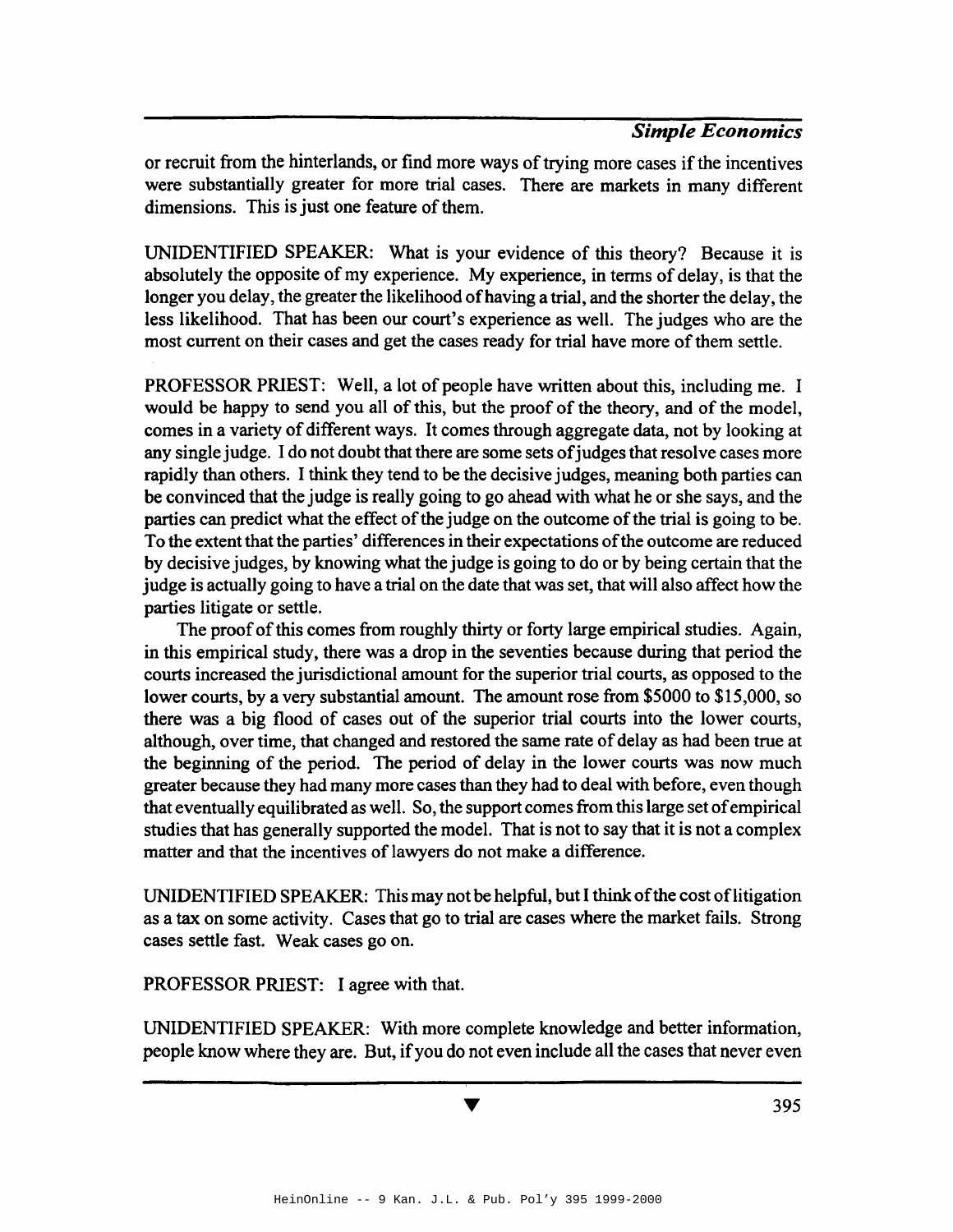or recruit from the hinterlands, or find more ways of trying more cases if the incentives were substantially greater for more trial cases. There are markets in many different dimensions. This is just one feature of them.

UNIDENTIFIED SPEAKER: What is your evidence of this theory? Because it is absolutely the opposite of my experience. My experience, in terms of delay, is that the longer you delay, the greater the likelihood of having a trial, and the shorter the delay, the less likelihood. That has been our court's experience as well. The judges who are the most current on their cases and get the cases ready for trial have more of them settle.

PROFESSOR PRIEST: Well, a lot of people have written about this, including me. I would be happy to send you all of this, but the proof of the theory, and of the model, comes in a variety of different ways. It comes through aggregate data, not by looking at any single judge. I do not doubt that there are some sets of judges that resolve cases more rapidly than others. I think they tend to be the decisive judges, meaning both parties can be convinced that the judge is really going to go ahead with what he or she says, and the parties can predict what the effect of the judge on the outcome of the trial is going to be. To the extent that the parties' differences in their expectations of the outcome are reduced by decisive judges, by knowing what the judge is going to do or by being certain that the judge is actually going to have a trial on the date that was set, that will also affect how the parties litigate or settle.

The proof of this comes from roughly thirty or forty large empirical studies. Again, in this empirical study, there was a drop in the seventies because during that period the courts increased the jurisdictional amount for the superior trial courts, as opposed to the lower courts, by a very substantial amount. The amount rose from $5000 to $15,000, so there was a big flood of cases out of the superior trial courts into the lower courts, although, over time, that changed and restored the same rate of delay as had been true at the beginning of the period. The period of delay in the lower courts was now much greater because they had many more cases than they had to deal with before, even though that eventually equilibrated as well. So, the support comes from this large set of empirical studies that has generally supported the model. That is not to say that it is not a complex matter and that the incentives of lawyers do not make a difference.

UNIDENTIFIED SPEAKER: This may not be helpful, but I think of the cost of litigation as a tax on some activity. Cases that go to trial are cases where the market fails. Strong cases settle fast. Weak cases go on.

PROFESSOR PRIEST: I agree with that.

UNIDENTIFIED SPEAKER: With more complete knowledge and better information, people know where they are. But, if you do not even include all the cases that never even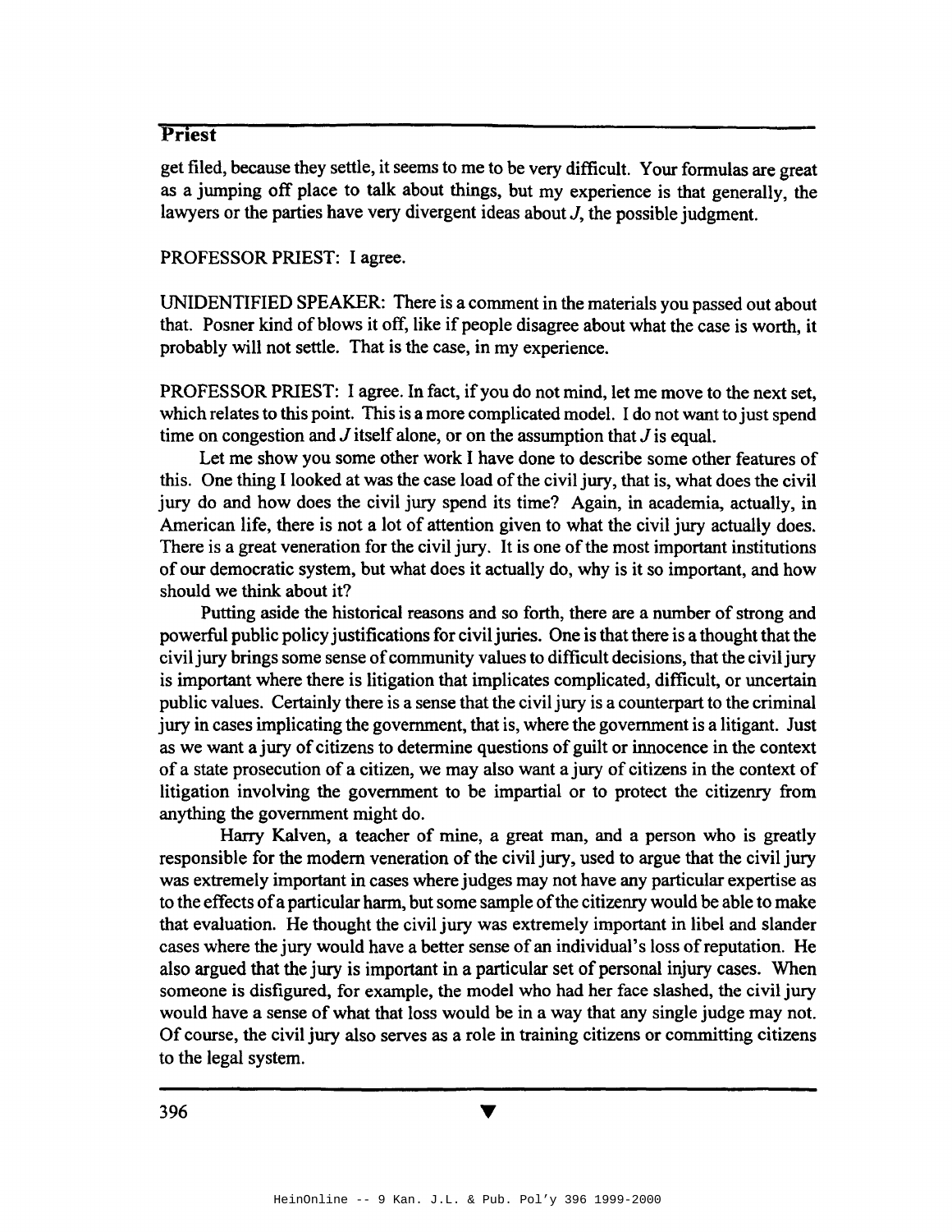get filed, because they settle, it seems to me to be very difficult. Your formulas are great as a jumping off place to talk about things, but my experience is that generally, the lawyers or the parties have very divergent ideas about *J*, the possible judgment.

PROFESSOR PRIEST: I agree.

UNIDENTIFIED SPEAKER: There is a comment in the materials you passed out about that. Posner kind of blows it off, like if people disagree about what the case is worth, it probably will not settle. That is the case, in my experience.

PROFESSOR PRIEST: I agree. In fact, if you do not mind, let me move to the next set, which relates to this point. This is a more complicated model. I do not want to just spend time on congestion and *J* itself alone, or on the assumption that *J* is equal.

Let me show you some other work I have done to describe some other features of this. One thing I looked at was the case load of the civil jury, that is, what does the civil jury do and how does the civil jury spend its time? Again, in academia, actually, in American life, there is not a lot of attention given to what the civil jury actually does. There is a great veneration for the civil jury. It is one of the most important institutions of our democratic system, but what does it actually do, why is it so important, and how should we think about it?

Putting aside the historical reasons and so forth, there are a number of strong and powerful public policy justifications for civil juries. One is that there is a thought that the civil jury brings some sense of community values to difficult decisions, that the civil jury is important where there is litigation that implicates complicated, difficult, or uncertain public values. Certainly there is a sense that the civil jury is a counterpart to the criminal jury in cases implicating the government, that is, where the government is a litigant. Just as we want a jury of citizens to determine questions of guilt or innocence in the context of a state prosecution of a citizen, we may also want a jury of citizens in the context of litigation involving the government to be impartial or to protect the citizenry from anything the government might do.

Harry Kalven, a teacher of mine, a great man, and a person who is greatly responsible for the modern veneration of the civil jury, used to argue that the civil jury was extremely important in cases where judges may not have any particular expertise as to the effects of a particular harm, but some sample of the citizenry would be able to make that evaluation. He thought the civil jury was extremely important in libel and slander cases where the jury would have a better sense of an individual's loss of reputation. He also argued that the jury is important in a particular set of personal injury cases. When someone is disfigured, for example, the model who had her face slashed, the civil jury would have a sense of what that loss would be in a way that any single judge may not. Of course, the civil jury also serves as a role in training citizens or committing citizens to the legal system.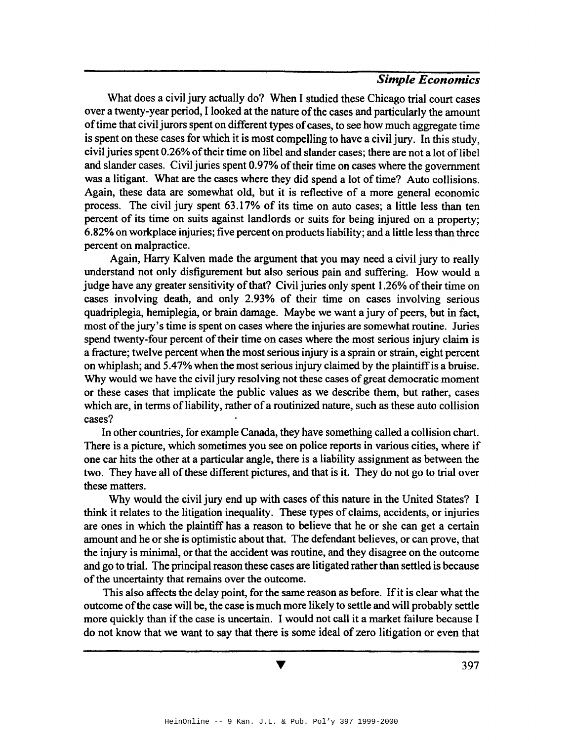What does a civil jury actually do? When I studied these Chicago trial court cases over a twenty-year period, I looked at the nature of the cases and particularly the amount of time that civil jurors spent on different types of cases, to see how much aggregate time is spent on these cases for which it is most compelling to have a civil jury. In this study, civil juries spent 0.26% of their time on libel and slander cases; there are not a lot of libel and slander cases. Civil juries spent 0.97% of their time on cases where the government was a litigant. What are the cases where they did spend a lot of time? Auto collisions. Again, these data are somewhat old, but it is reflective of a more general economic process. The civil jury spent 63.17% of its time on auto cases; a little less than ten percent of its time on suits against landlords or suits for being injured on a property; 6.82% on workplace injuries; five percent on products liability; and a little less than three percent on malpractice.

Again, Harry Kalven made the argument that you may need a civil jury to really understand not only disfigurement but also serious pain and suffering. How would a judge have any greater sensitivity of that? Civil juries only spent 1.26% of their time on cases involving death, and only 2.93% of their time on cases involving serious quadriplegia, hemiplegia, or brain damage. Maybe we want a jury of peers, but in fact, most of the jury's time is spent on cases where the injuries are somewhat routine. Juries spend twenty-four percent of their time on cases where the most serious injury claim is a fracture; twelve percent when the most serious injury is a sprain or strain, eight percent on whiplash; and 5.47% when the most serious injury claimed by the plaintiff is a bruise. Why would we have the civil jury resolving not these cases of great democratic moment or these cases that implicate the public values as we describe them, but rather, cases which are, in terms of liability, rather of a routinized nature, such as these auto collision cases?

In other countries, for example Canada, they have something called a collision chart. There is a picture, which sometimes you see on police reports in various cities, where if one car hits the other at a particular angle, there is a liability assignment as between the two. They have all of these different pictures, and that is it. They do not go to trial over these matters.

Why would the civil jury end up with cases of this nature in the United States? I think it relates to the litigation inequality. These types of claims, accidents, or injuries are ones in which the plaintiff has a reason to believe that he or she can get a certain amount and he or she is optimistic about that. The defendant believes, or can prove, that the injury is minimal, or that the accident was routine, and they disagree on the outcome and go to trial. The principal reason these cases are litigated rather than settled is because of the uncertainty that remains over the outcome.

This also affects the delay point, for the same reason as before. If it is clear what the outcome of the case will be, the case is much more likely to settle and will probably settle more quickly than if the case is uncertain. I would not call it a market failure because I do not know that we want to say that there is some ideal of zero litigation or even that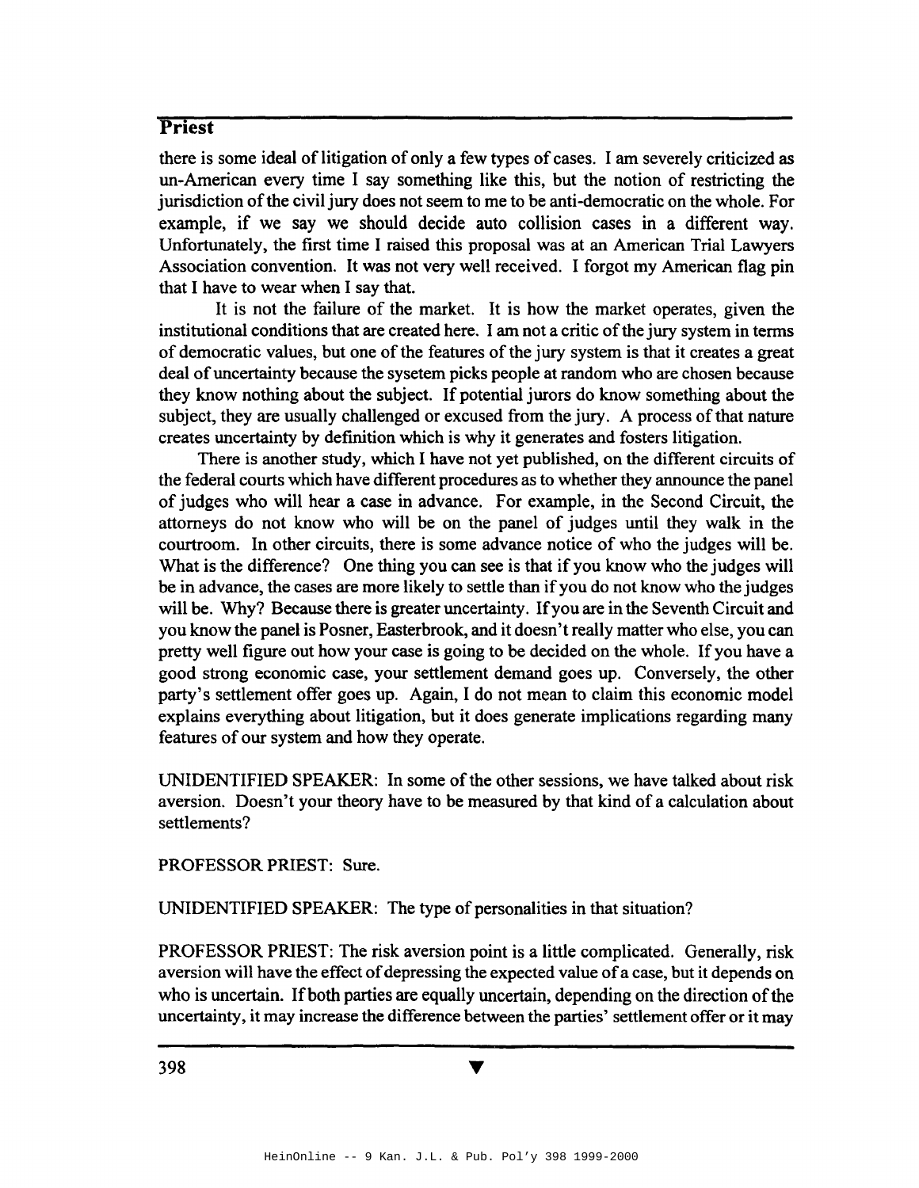there is some ideal of litigation of only a few types of cases. I am severely criticized as un-American every time I say something like this, but the notion of restricting the jurisdiction of the civil jury does not seem to me to be anti-democratic on the whole. For example, if we say we should decide auto collision cases in a different way. Unfortunately, the first time I raised this proposal was at an American Trial Lawyers Association convention. It was not very well received. I forgot my American flag pin that I have to wear when I say that.

It is not the failure of the market. It is how the market operates, given the institutional conditions that are created here. I am not a critic of the jury system in terms of democratic values, but one of the features of the jury system is that it creates a great deal of uncertainty because the sysetem picks people at random who are chosen because they know nothing about the subject. If potential jurors do know something about the subject, they are usually challenged or excused from the jury. A process of that nature creates uncertainty by definition which is why it generates and fosters litigation.

There is another study, which I have not yet published, on the different circuits of the federal courts which have different procedures as to whether they announce the panel of judges who will hear a case in advance. For example, in the Second Circuit, the attorneys do not know who will be on the panel of judges until they walk in the courtroom. In other circuits, there is some advance notice of who the judges will be. What is the difference? One thing you can see is that if you know who the judges will be in advance, the cases are more likely to settle than if you do not know who the judges will be. Why? Because there is greater uncertainty. If you are in the Seventh Circuit and you know the panel is Posner, Easterbrook, and it doesn't really matter who else, you can pretty well figure out how your case is going to be decided on the whole. If you have a good strong economic case, your settlement demand goes up. Conversely, the other party's settlement offer goes up. Again, I do not mean to claim this economic model explains everything about litigation, but it does generate implications regarding many features of our system and how they operate.

UNIDENTIFIED SPEAKER: In some of the other sessions, we have talked about risk aversion. Doesn't your theory have to be measured by that kind of a calculation about settlements?

PROFESSOR PRIEST: Sure.

UNIDENTIFIED SPEAKER: The type of personalities in that situation?

PROFESSOR PRIEST: The risk aversion point is a little complicated. Generally, risk aversion will have the effect of depressing the expected value of a case, but it depends on who is uncertain. If both parties are equally uncertain, depending on the direction of the uncertainty, it may increase the difference between the parties' settlement offer or it may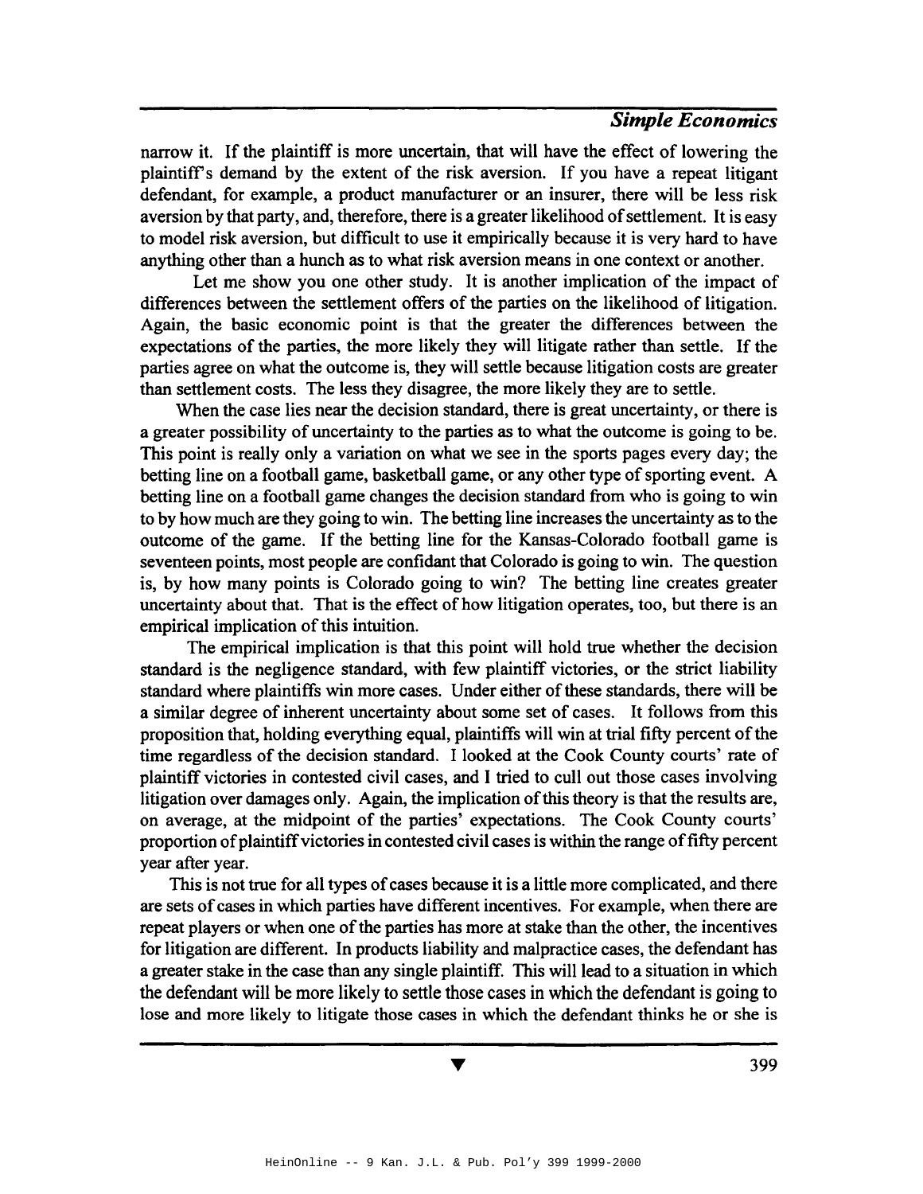narrow it. If the plaintiff is more uncertain, that will have the effect of lowering the plaintiff's demand by the extent of the risk aversion. If you have a repeat litigant defendant, for example, a product manufacturer or an insurer, there will be less risk aversion by that party, and, therefore, there is a greater likelihood of settlement. It is easy to model risk aversion, but difficult to use it empirically because it is very hard to have anything other than a hunch as to what risk aversion means in one context or another.

Let me show you one other study. It is another implication of the impact of differences between the settlement offers of the parties on the likelihood of litigation. Again, the basic economic point is that the greater the differences between the expectations of the parties, the more likely they will litigate rather than settle. If the parties agree on what the outcome is, they will settle because litigation costs are greater than settlement costs. The less they disagree, the more likely they are to settle.

When the case lies near the decision standard, there is great uncertainty, or there is a greater possibility of uncertainty to the parties as to what the outcome is going to be. This point is really only a variation on what we see in the sports pages every day; the betting line on a football game, basketball game, or any other type of sporting event. A betting line on a football game changes the decision standard from who is going to win to by how much are they going to win. The betting line increases the uncertainty as to the outcome of the game. If the betting line for the Kansas-Colorado football game is seventeen points, most people are confidant that Colorado is going to win. The question is, by how many points is Colorado going to win? The betting line creates greater uncertainty about that. That is the effect of how litigation operates, too, but there is an empirical implication of this intuition.

The empirical implication is that this point will hold true whether the decision standard is the negligence standard, with few plaintiff victories, or the strict liability standard where plaintiffs win more cases. Under either of these standards, there will be a similar degree of inherent uncertainty about some set of cases. It follows from this proposition that, holding everything equal, plaintiffs will win at trial fifty percent of the time regardless of the decision standard. I looked at the Cook County courts' rate of plaintiff victories in contested civil cases, and I tried to cull out those cases involving litigation over damages only. Again, the implication of this theory is that the results are, on average, at the midpoint of the parties' expectations. The Cook County courts' proportion of plaintiff victories in contested civil cases is within the range of fifty percent year after year.

This is not true for all types of cases because it is a little more complicated, and there are sets of cases in which parties have different incentives. For example, when there are repeat players or when one of the parties has more at stake than the other, the incentives for litigation are different. In products liability and malpractice cases, the defendant has a greater stake in the case than any single plaintiff. This will lead to a situation in which the defendant will be more likely to settle those cases in which the defendant is going to lose and more likely to litigate those cases in which the defendant thinks he or she is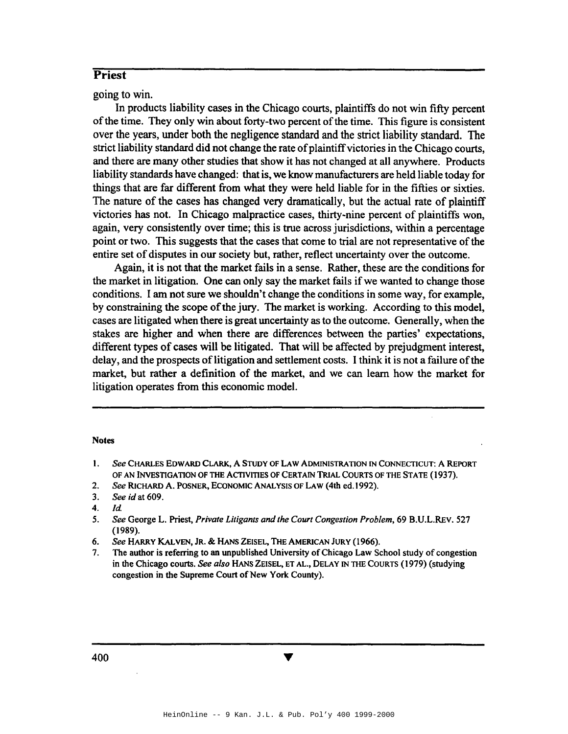going to win.

In products liability cases in the Chicago courts, plaintiffs do not win fifty percent of the time. They only win about forty-two percent of the time. This figure is consistent over the years, under both the negligence standard and the strict liability standard. The strict liability standard did not change the rate of plaintiff victories in the Chicago courts, and there are many other studies that show it has not changed at all anywhere. Products liability standards have changed: that is, we know manufacturers are held liable today for things that are far different from what they were held liable for in the fifties or sixties. The nature of the cases has changed very dramatically, but the actual rate of plaintiff victories has not. In Chicago malpractice cases, thirty-nine percent of plaintiffs won, again, very consistently over time; this is true across jurisdictions, within a percentage point or two. This suggests that the cases that come to trial are not representative of the entire set of disputes in our society but, rather, reflect uncertainty over the outcome.

Again, it is not that the market fails in a sense. Rather, these are the conditions for the market in litigation. One can only say the market fails if we wanted to change those conditions. I am not sure we shouldn't change the conditions in some way, for example, by constraining the scope of the jury. The market is working. According to this model, cases are litigated when there is great uncertainty as to the outcome. Generally, when the stakes are higher and when there are differences between the parties' expectations, different types of cases will be litigated. That will be affected by prejudgment interest, delay, and the prospects of litigation and settlement costs. I think it is not a failure of the market, but rather a definition of the market, and we can learn how the market for litigation operates from this economic model.

**Notes**

1. *See* CHARLES EDWARD CLARK, A STUDY OF LAW ADMINISTRATION IN CONNECTICUT: A REPORT OF AN INVESTIGATION OF THE ACTIVITIES OF CERTAIN TRIAL COURTS OF THE STATE (1937).
2. *See* RICHARD A. POSNER, ECONOMIC ANALYSIS OF LAW (4th ed. 1992).
3. *See id* at 609.
4. *Id.*
5. *See* George L. Priest, *Private Litigants and the Court Congestion Problem*, 69 B.U.L.REV. 527 (1989).
6. *See* HARRY KALVEN, JR. & HANS ZEISEL, THE AMERICAN JURY (1966).
7. The author is referring to an unpublished University of Chicago Law School study of congestion in the Chicago courts. *See also* HANS ZEISEL, ET AL., DELAY IN THE COURTS (1979) (studying congestion in the Supreme Court of New York County).